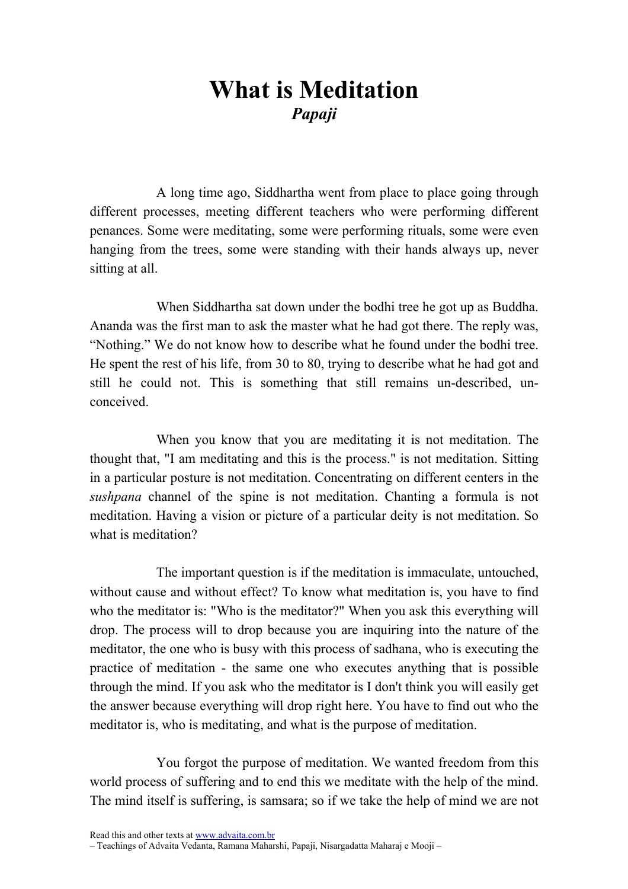# What is Meditation

***Papaji***

A long time ago, Siddhartha went from place to place going through different processes, meeting different teachers who were performing different penances. Some were meditating, some were performing rituals, some were even hanging from the trees, some were standing with their hands always up, never sitting at all.

When Siddhartha sat down under the bodhi tree he got up as Buddha. Ananda was the first man to ask the master what he had got there. The reply was, "Nothing." We do not know how to describe what he found under the bodhi tree. He spent the rest of his life, from 30 to 80, trying to describe what he had got and still he could not. This is something that still remains un-described, un-conceived.

When you know that you are meditating it is not meditation. The thought that, "I am meditating and this is the process." is not meditation. Sitting in a particular posture is not meditation. Concentrating on different centers in the *sushpana* channel of the spine is not meditation. Chanting a formula is not meditation. Having a vision or picture of a particular deity is not meditation. So what is meditation?

The important question is if the meditation is immaculate, untouched, without cause and without effect? To know what meditation is, you have to find who the meditator is: "Who is the meditator?" When you ask this everything will drop. The process will to drop because you are inquiring into the nature of the meditator, the one who is busy with this process of sadhana, who is executing the practice of meditation - the same one who executes anything that is possible through the mind. If you ask who the meditator is I don't think you will easily get the answer because everything will drop right here. You have to find out who the meditator is, who is meditating, and what is the purpose of meditation.

You forgot the purpose of meditation. We wanted freedom from this world process of suffering and to end this we meditate with the help of the mind. The mind itself is suffering, is samsara; so if we take the help of mind we are not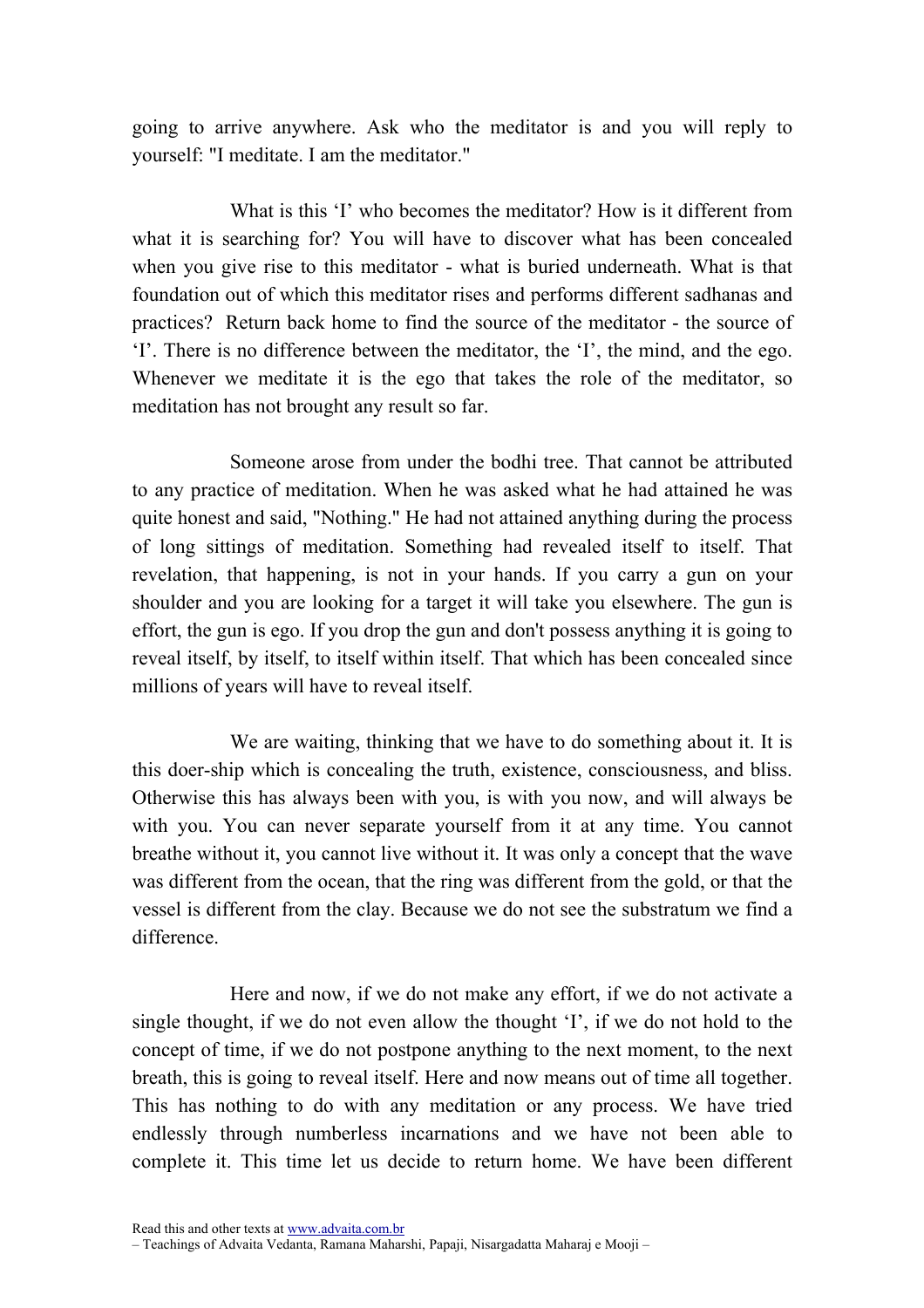going to arrive anywhere. Ask who the meditator is and you will reply to yourself: "I meditate. I am the meditator."

What is this ‘I’ who becomes the meditator? How is it different from what it is searching for? You will have to discover what has been concealed when you give rise to this meditator - what is buried underneath. What is that foundation out of which this meditator rises and performs different sadhanas and practices? Return back home to find the source of the meditator - the source of ‘I’. There is no difference between the meditator, the ‘I’, the mind, and the ego. Whenever we meditate it is the ego that takes the role of the meditator, so meditation has not brought any result so far.

Someone arose from under the bodhi tree. That cannot be attributed to any practice of meditation. When he was asked what he had attained he was quite honest and said, "Nothing." He had not attained anything during the process of long sittings of meditation. Something had revealed itself to itself. That revelation, that happening, is not in your hands. If you carry a gun on your shoulder and you are looking for a target it will take you elsewhere. The gun is effort, the gun is ego. If you drop the gun and don't possess anything it is going to reveal itself, by itself, to itself within itself. That which has been concealed since millions of years will have to reveal itself.

We are waiting, thinking that we have to do something about it. It is this doer-ship which is concealing the truth, existence, consciousness, and bliss. Otherwise this has always been with you, is with you now, and will always be with you. You can never separate yourself from it at any time. You cannot breathe without it, you cannot live without it. It was only a concept that the wave was different from the ocean, that the ring was different from the gold, or that the vessel is different from the clay. Because we do not see the substratum we find a difference.

Here and now, if we do not make any effort, if we do not activate a single thought, if we do not even allow the thought ‘I’, if we do not hold to the concept of time, if we do not postpone anything to the next moment, to the next breath, this is going to reveal itself. Here and now means out of time all together. This has nothing to do with any meditation or any process. We have tried endlessly through numberless incarnations and we have not been able to complete it. This time let us decide to return home. We have been different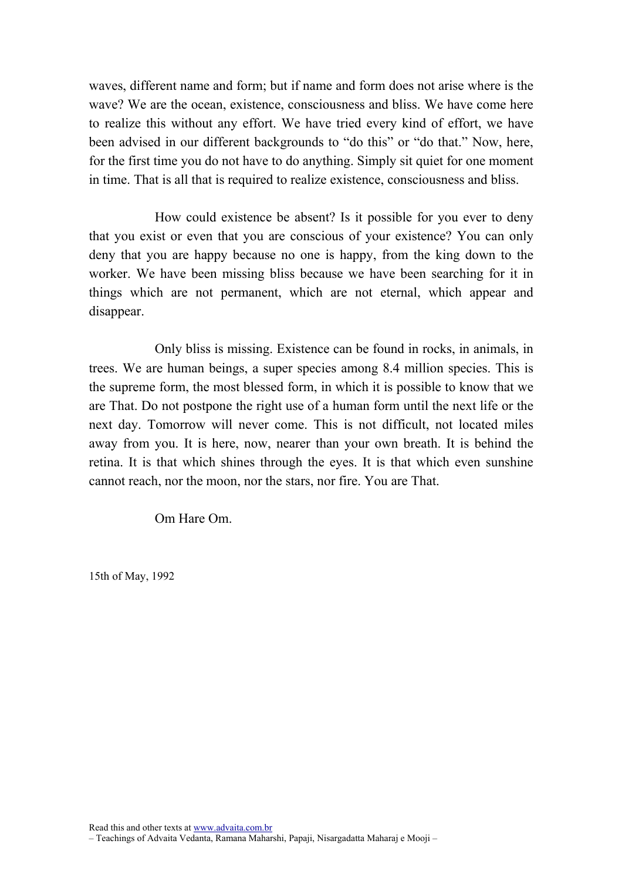waves, different name and form; but if name and form does not arise where is the wave? We are the ocean, existence, consciousness and bliss. We have come here to realize this without any effort. We have tried every kind of effort, we have been advised in our different backgrounds to "do this" or "do that." Now, here, for the first time you do not have to do anything. Simply sit quiet for one moment in time. That is all that is required to realize existence, consciousness and bliss.

How could existence be absent? Is it possible for you ever to deny that you exist or even that you are conscious of your existence? You can only deny that you are happy because no one is happy, from the king down to the worker. We have been missing bliss because we have been searching for it in things which are not permanent, which are not eternal, which appear and disappear.

Only bliss is missing. Existence can be found in rocks, in animals, in trees. We are human beings, a super species among 8.4 million species. This is the supreme form, the most blessed form, in which it is possible to know that we are That. Do not postpone the right use of a human form until the next life or the next day. Tomorrow will never come. This is not difficult, not located miles away from you. It is here, now, nearer than your own breath. It is behind the retina. It is that which shines through the eyes. It is that which even sunshine cannot reach, nor the moon, nor the stars, nor fire. You are That.

Om Hare Om.

15th of May, 1992